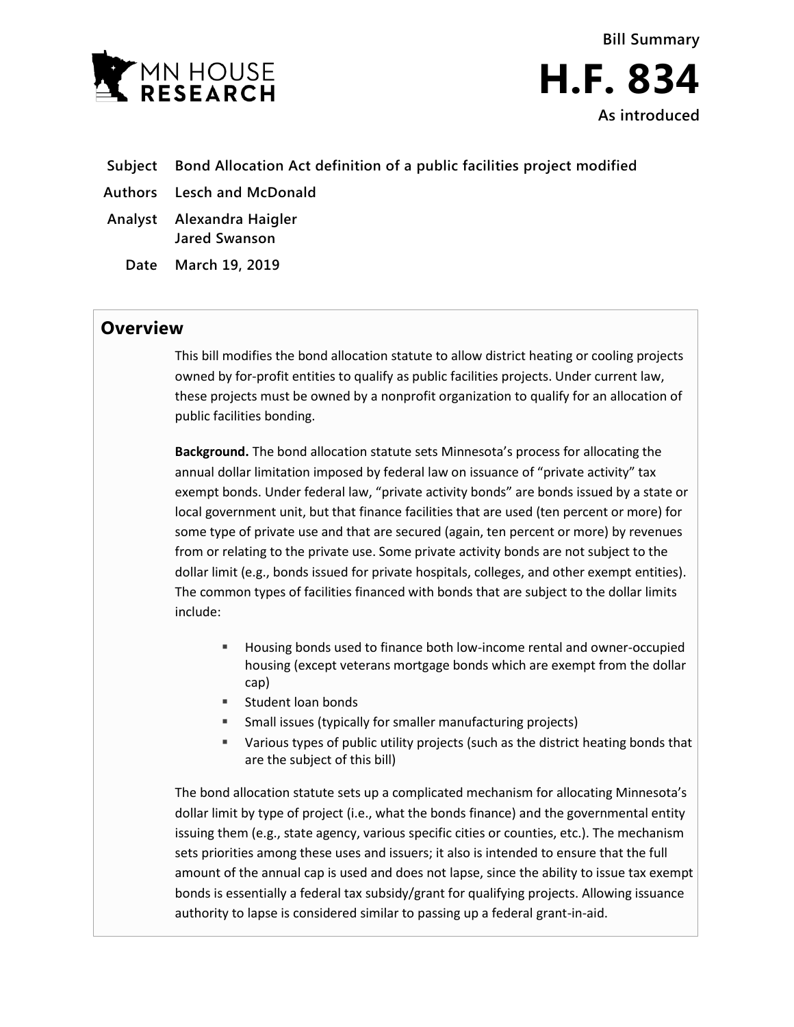MN HOUSE RESEARCH

**Bill Summary**

# H.F. 834

**As introduced**

| | |
|---|---|
| **Subject** | **Bond Allocation Act definition of a public facilities project modified** |
| **Authors** | **Lesch and McDonald** |
| **Analyst** | **Alexandra Haigler**<br>**Jared Swanson** |
| **Date** | **March 19, 2019** |

## Overview

This bill modifies the bond allocation statute to allow district heating or cooling projects owned by for-profit entities to qualify as public facilities projects. Under current law, these projects must be owned by a nonprofit organization to qualify for an allocation of public facilities bonding.

**Background.** The bond allocation statute sets Minnesota's process for allocating the annual dollar limitation imposed by federal law on issuance of "private activity" tax exempt bonds. Under federal law, "private activity bonds" are bonds issued by a state or local government unit, but that finance facilities that are used (ten percent or more) for some type of private use and that are secured (again, ten percent or more) by revenues from or relating to the private use. Some private activity bonds are not subject to the dollar limit (e.g., bonds issued for private hospitals, colleges, and other exempt entities). The common types of facilities financed with bonds that are subject to the dollar limits include:

- Housing bonds used to finance both low-income rental and owner-occupied housing (except veterans mortgage bonds which are exempt from the dollar cap)
- Student loan bonds
- Small issues (typically for smaller manufacturing projects)
- Various types of public utility projects (such as the district heating bonds that are the subject of this bill)

The bond allocation statute sets up a complicated mechanism for allocating Minnesota's dollar limit by type of project (i.e., what the bonds finance) and the governmental entity issuing them (e.g., state agency, various specific cities or counties, etc.). The mechanism sets priorities among these uses and issuers; it also is intended to ensure that the full amount of the annual cap is used and does not lapse, since the ability to issue tax exempt bonds is essentially a federal tax subsidy/grant for qualifying projects. Allowing issuance authority to lapse is considered similar to passing up a federal grant-in-aid.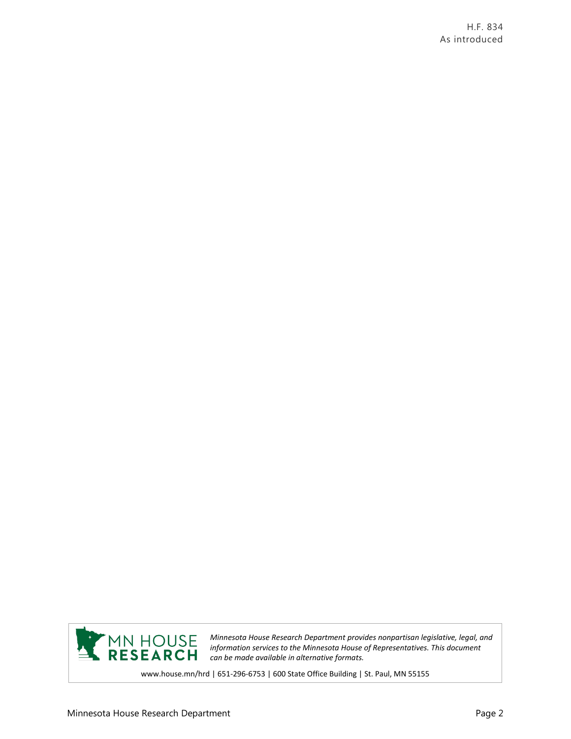*Minnesota House Research Department provides nonpartisan legislative, legal, and information services to the Minnesota House of Representatives. This document can be made available in alternative formats.*

www.house.mn/hrd | 651-296-6753 | 600 State Office Building | St. Paul, MN 55155